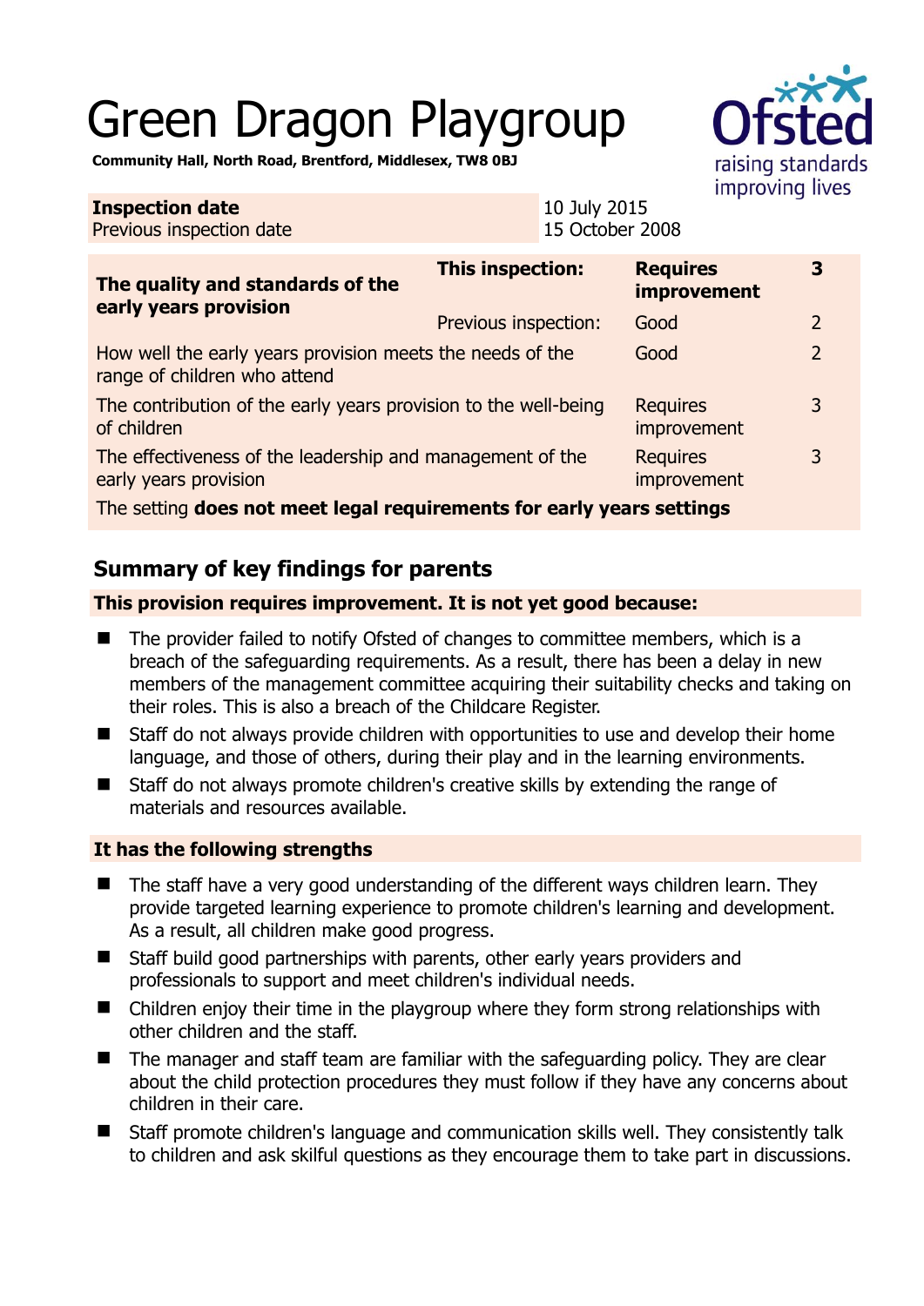# Green Dragon Playgroup

**Community Hall, North Road, Brentford, Middlesex, TW8 0BJ**

| **Inspection date** | 10 July 2015 |
|---|---|
| Previous inspection date | 15 October 2008 |

| **The quality and standards of the early years provision** | **This inspection:** | **Requires improvement** | **3** |
|---|---|---|---|
| | Previous inspection: | Good | 2 |
| How well the early years provision meets the needs of the range of children who attend | | Good | 2 |
| The contribution of the early years provision to the well-being of children | | Requires improvement | 3 |
| The effectiveness of the leadership and management of the early years provision | | Requires improvement | 3 |
| The setting **does not meet legal requirements for early years settings** | | | |

## Summary of key findings for parents

**This provision requires improvement. It is not yet good because:**

- The provider failed to notify Ofsted of changes to committee members, which is a breach of the safeguarding requirements. As a result, there has been a delay in new members of the management committee acquiring their suitability checks and taking on their roles. This is also a breach of the Childcare Register.
- Staff do not always provide children with opportunities to use and develop their home language, and those of others, during their play and in the learning environments.
- Staff do not always promote children's creative skills by extending the range of materials and resources available.

**It has the following strengths**

- The staff have a very good understanding of the different ways children learn. They provide targeted learning experience to promote children's learning and development. As a result, all children make good progress.
- Staff build good partnerships with parents, other early years providers and professionals to support and meet children's individual needs.
- Children enjoy their time in the playgroup where they form strong relationships with other children and the staff.
- The manager and staff team are familiar with the safeguarding policy. They are clear about the child protection procedures they must follow if they have any concerns about children in their care.
- Staff promote children's language and communication skills well. They consistently talk to children and ask skilful questions as they encourage them to take part in discussions.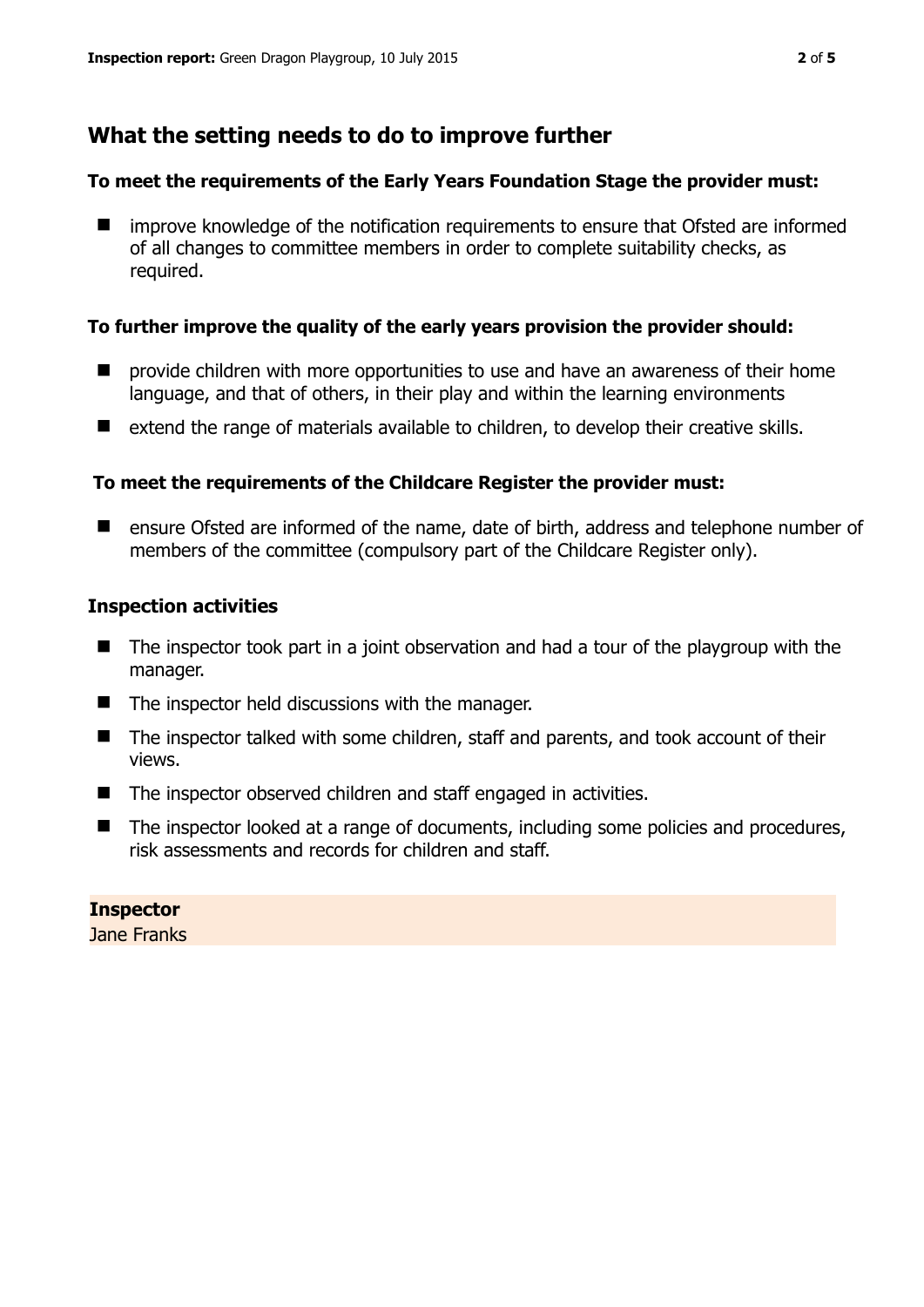## What the setting needs to do to improve further

### To meet the requirements of the Early Years Foundation Stage the provider must:

- improve knowledge of the notification requirements to ensure that Ofsted are informed of all changes to committee members in order to complete suitability checks, as required.

### To further improve the quality of the early years provision the provider should:

- provide children with more opportunities to use and have an awareness of their home language, and that of others, in their play and within the learning environments
- extend the range of materials available to children, to develop their creative skills.

### To meet the requirements of the Childcare Register the provider must:

- ensure Ofsted are informed of the name, date of birth, address and telephone number of members of the committee (compulsory part of the Childcare Register only).

### Inspection activities

- The inspector took part in a joint observation and had a tour of the playgroup with the manager.
- The inspector held discussions with the manager.
- The inspector talked with some children, staff and parents, and took account of their views.
- The inspector observed children and staff engaged in activities.
- The inspector looked at a range of documents, including some policies and procedures, risk assessments and records for children and staff.

**Inspector**
Jane Franks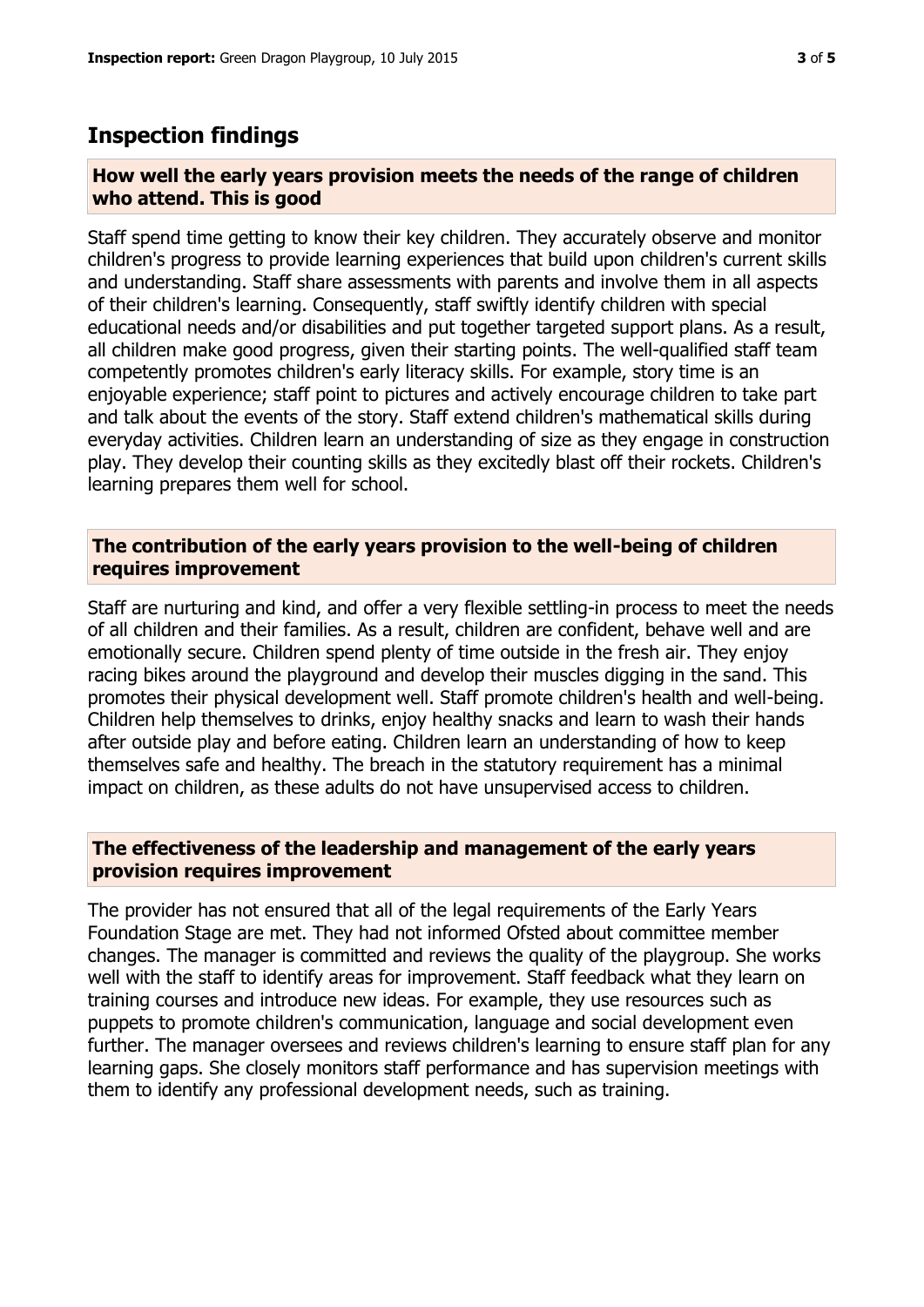## Inspection findings

### How well the early years provision meets the needs of the range of children who attend. This is good

Staff spend time getting to know their key children. They accurately observe and monitor children's progress to provide learning experiences that build upon children's current skills and understanding. Staff share assessments with parents and involve them in all aspects of their children's learning. Consequently, staff swiftly identify children with special educational needs and/or disabilities and put together targeted support plans. As a result, all children make good progress, given their starting points. The well-qualified staff team competently promotes children's early literacy skills. For example, story time is an enjoyable experience; staff point to pictures and actively encourage children to take part and talk about the events of the story. Staff extend children's mathematical skills during everyday activities. Children learn an understanding of size as they engage in construction play. They develop their counting skills as they excitedly blast off their rockets. Children's learning prepares them well for school.

### The contribution of the early years provision to the well-being of children requires improvement

Staff are nurturing and kind, and offer a very flexible settling-in process to meet the needs of all children and their families. As a result, children are confident, behave well and are emotionally secure. Children spend plenty of time outside in the fresh air. They enjoy racing bikes around the playground and develop their muscles digging in the sand. This promotes their physical development well. Staff promote children's health and well-being. Children help themselves to drinks, enjoy healthy snacks and learn to wash their hands after outside play and before eating. Children learn an understanding of how to keep themselves safe and healthy. The breach in the statutory requirement has a minimal impact on children, as these adults do not have unsupervised access to children.

### The effectiveness of the leadership and management of the early years provision requires improvement

The provider has not ensured that all of the legal requirements of the Early Years Foundation Stage are met. They had not informed Ofsted about committee member changes. The manager is committed and reviews the quality of the playgroup. She works well with the staff to identify areas for improvement. Staff feedback what they learn on training courses and introduce new ideas. For example, they use resources such as puppets to promote children's communication, language and social development even further. The manager oversees and reviews children's learning to ensure staff plan for any learning gaps. She closely monitors staff performance and has supervision meetings with them to identify any professional development needs, such as training.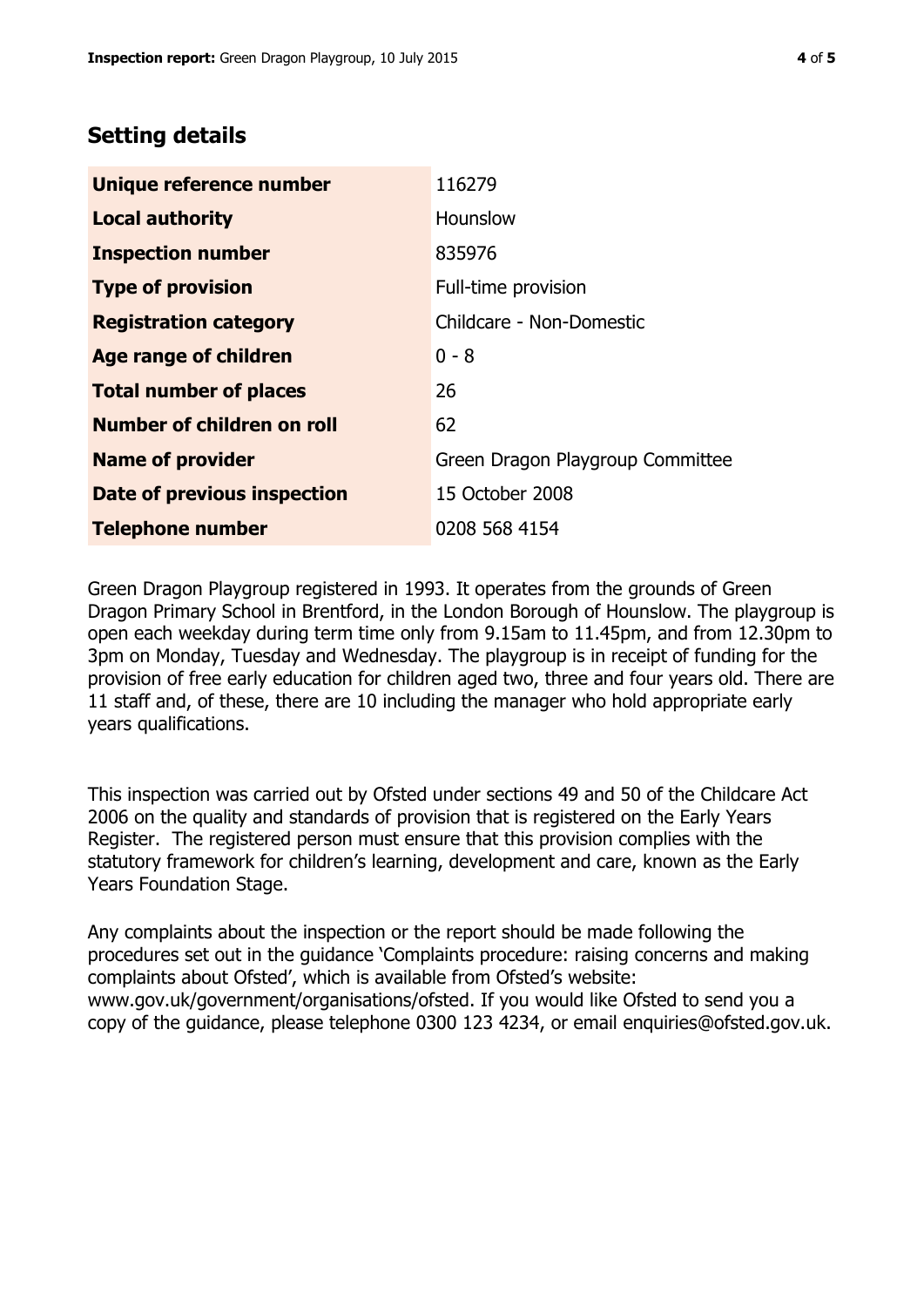## Setting details

| | |
|---|---|
| **Unique reference number** | 116279 |
| **Local authority** | Hounslow |
| **Inspection number** | 835976 |
| **Type of provision** | Full-time provision |
| **Registration category** | Childcare - Non-Domestic |
| **Age range of children** | 0 - 8 |
| **Total number of places** | 26 |
| **Number of children on roll** | 62 |
| **Name of provider** | Green Dragon Playgroup Committee |
| **Date of previous inspection** | 15 October 2008 |
| **Telephone number** | 0208 568 4154 |

Green Dragon Playgroup registered in 1993. It operates from the grounds of Green Dragon Primary School in Brentford, in the London Borough of Hounslow. The playgroup is open each weekday during term time only from 9.15am to 11.45pm, and from 12.30pm to 3pm on Monday, Tuesday and Wednesday. The playgroup is in receipt of funding for the provision of free early education for children aged two, three and four years old. There are 11 staff and, of these, there are 10 including the manager who hold appropriate early years qualifications.

This inspection was carried out by Ofsted under sections 49 and 50 of the Childcare Act 2006 on the quality and standards of provision that is registered on the Early Years Register. The registered person must ensure that this provision complies with the statutory framework for children's learning, development and care, known as the Early Years Foundation Stage.

Any complaints about the inspection or the report should be made following the procedures set out in the guidance 'Complaints procedure: raising concerns and making complaints about Ofsted', which is available from Ofsted's website: www.gov.uk/government/organisations/ofsted. If you would like Ofsted to send you a copy of the guidance, please telephone 0300 123 4234, or email enquiries@ofsted.gov.uk.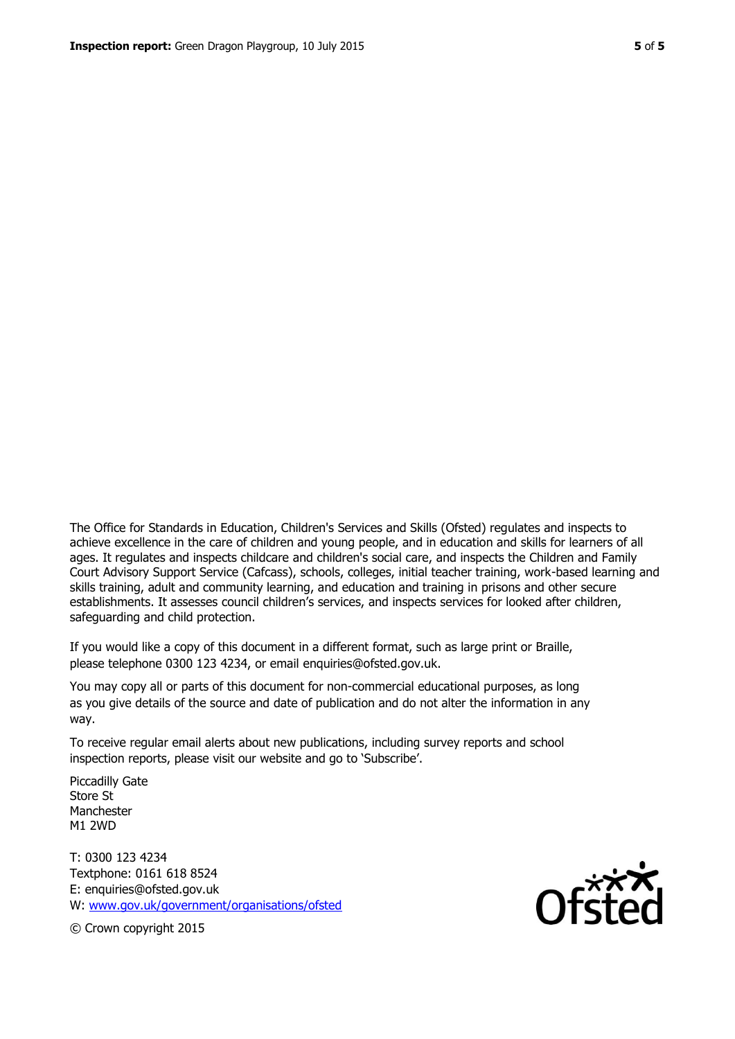The Office for Standards in Education, Children's Services and Skills (Ofsted) regulates and inspects to achieve excellence in the care of children and young people, and in education and skills for learners of all ages. It regulates and inspects childcare and children's social care, and inspects the Children and Family Court Advisory Support Service (Cafcass), schools, colleges, initial teacher training, work-based learning and skills training, adult and community learning, and education and training in prisons and other secure establishments. It assesses council children's services, and inspects services for looked after children, safeguarding and child protection.

If you would like a copy of this document in a different format, such as large print or Braille, please telephone 0300 123 4234, or email enquiries@ofsted.gov.uk.

You may copy all or parts of this document for non-commercial educational purposes, as long as you give details of the source and date of publication and do not alter the information in any way.

To receive regular email alerts about new publications, including survey reports and school inspection reports, please visit our website and go to 'Subscribe'.

Piccadilly Gate
Store St
Manchester
M1 2WD

T: 0300 123 4234
Textphone: 0161 618 8524
E: enquiries@ofsted.gov.uk
W: [www.gov.uk/government/organisations/ofsted](http://www.gov.uk/government/organisations/ofsted)

© Crown copyright 2015

Ofsted